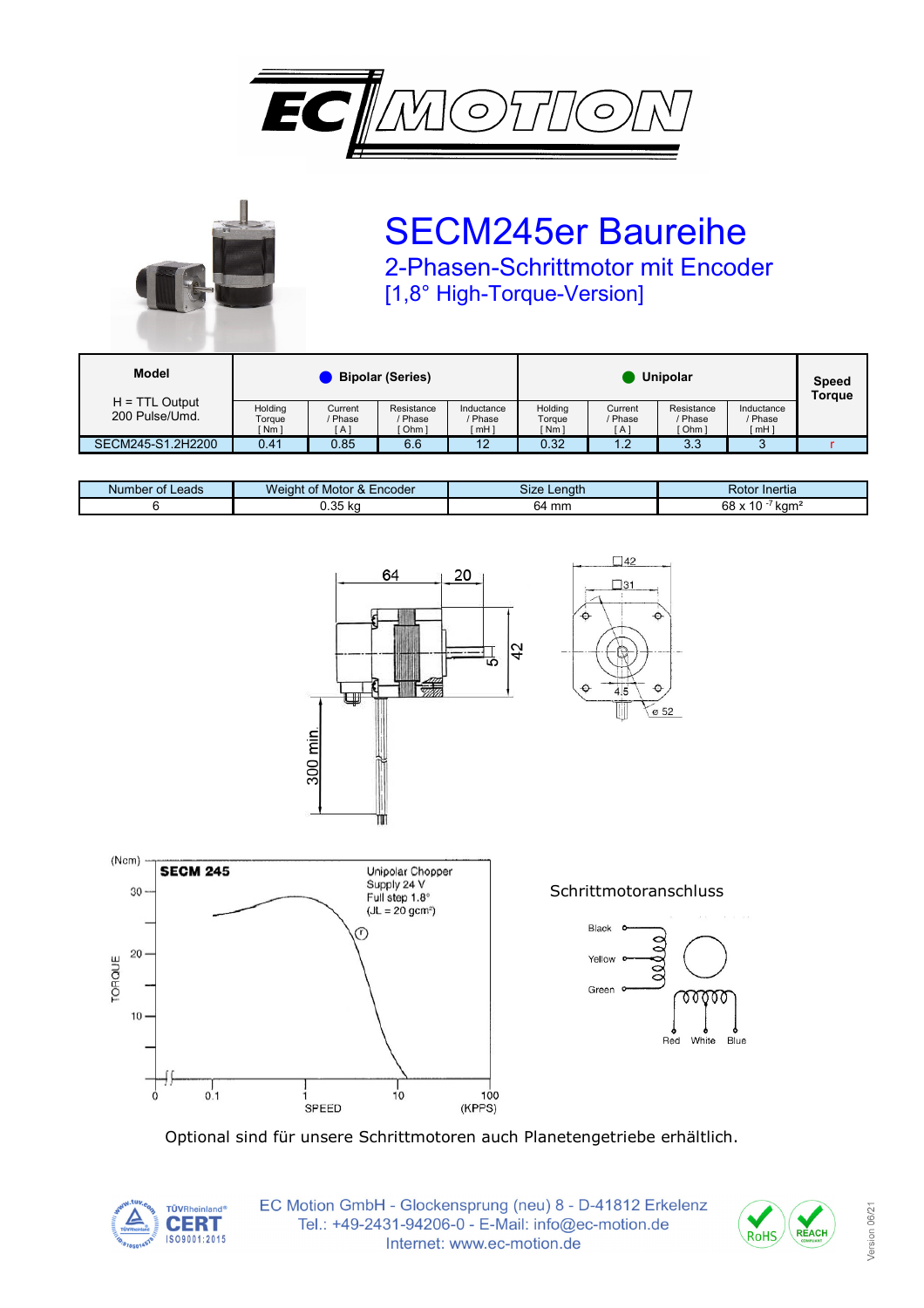# SECM245er Baureihe

## 2-Phasen-Schrittmotor mit Encoder

## [1,8° High-Torque-Version]

| Model | Bipolar (Series) | | | | Unipolar | | | | Speed Torque |
|---|---|---|---|---|---|---|---|---|---|
| H = TTL Output 200 Pulse/Umd. | Holding Torque [ Nm ] | Current / Phase [ A ] | Resistance / Phase [ Ohm ] | Inductance / Phase [ mH ] | Holding Torque [ Nm ] | Current / Phase [ A ] | Resistance / Phase [ Ohm ] | Inductance / Phase [ mH ] | |
| SECM245-S1.2H2200 | 0.41 | 0.85 | 6.6 | 12 | 0.32 | 1.2 | 3.3 | 3 | r |

| Number of Leads | Weight of Motor & Encoder | Size Length | Rotor Inertia |
|---|---|---|---|
| 6 | 0.35 kg | 64 mm | $68 \times 10^{-7}$ kgm² |

64
20
42
5
300 min.
□42
□31
4.5
ø 52

(Ncm)
SECM 245
Unipolar Chopper
Supply 24 V
Full step 1.8°
(JL = 20 gcm²)
r
TORQUE
30
20
10
0
0.1
1
10
100
SPEED
(KPPS)

Schrittmotoranschluss

Black
Yellow
Green
Red
White
Blue

Optional sind für unsere Schrittmotoren auch Planetengetriebe erhältlich.

EC Motion GmbH - Glockensprung (neu) 8 - D-41812 Erkelenz
Tel.: +49-2431-94206-0 - E-Mail: info@ec-motion.de
Internet: www.ec-motion.de

Version 06/21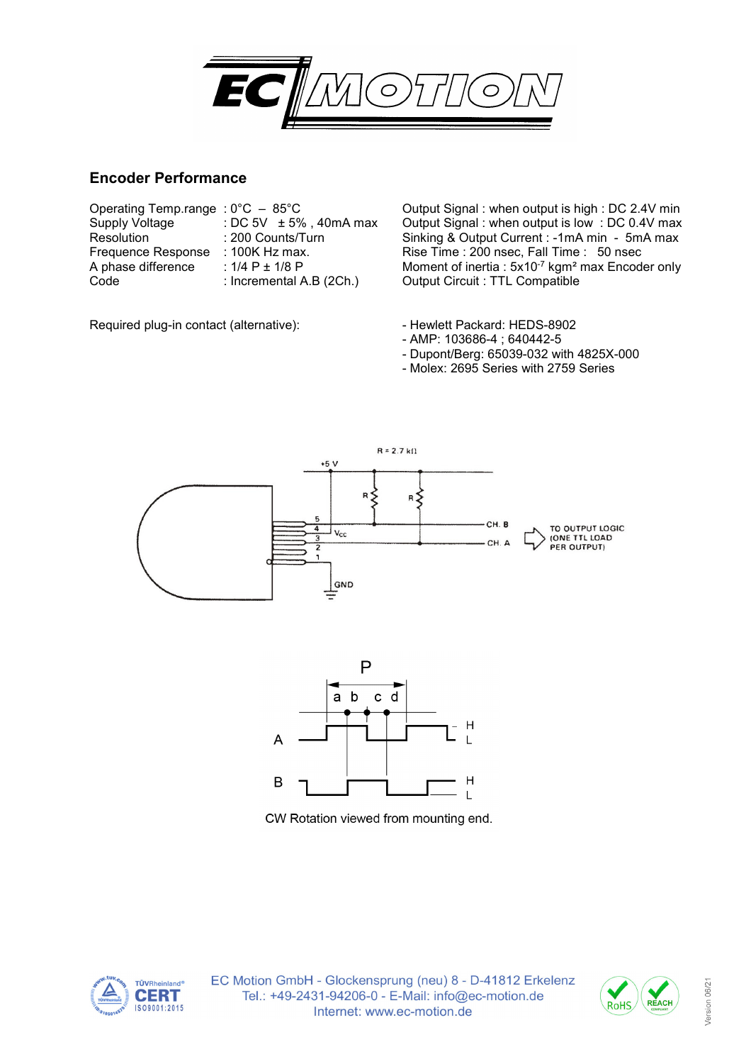## Encoder Performance

| | |
|---|---|
| Operating Temp.range | : 0°C – 85°C |
| Supply Voltage | : DC 5V ± 5% , 40mA max |
| Resolution | : 200 Counts/Turn |
| Frequence Response | : 100K Hz max. |
| A phase difference | : 1/4 P ± 1/8 P |
| Code | : Incremental A.B (2Ch.) |

Output Signal : when output is high : DC 2.4V min
Output Signal : when output is low : DC 0.4V max
Sinking & Output Current : -1mA min - 5mA max
Rise Time : 200 nsec, Fall Time : 50 nsec
Moment of inertia : $5x10^{-7}$ kgm² max Encoder only
Output Circuit : TTL Compatible

Required plug-in contact (alternative):

- Hewlett Packard: HEDS-8902
- AMP: 103686-4 ; 640442-5
- Dupont/Berg: 65039-032 with 4825X-000
- Molex: 2695 Series with 2759 Series

R = 2.7 kΩ
+5 V
R
R
5
4
3
2
1
$V_{CC}$
GND
CH. B
CH. A
TO OUTPUT LOGIC
(ONE TTL LOAD
PER OUTPUT)

P
a b c d
A
B
H
L
H
L

CW Rotation viewed from mounting end.

EC Motion GmbH - Glockensprung (neu) 8 - D-41812 Erkelenz
Tel.: +49-2431-94206-0 - E-Mail: info@ec-motion.de
Internet: www.ec-motion.de